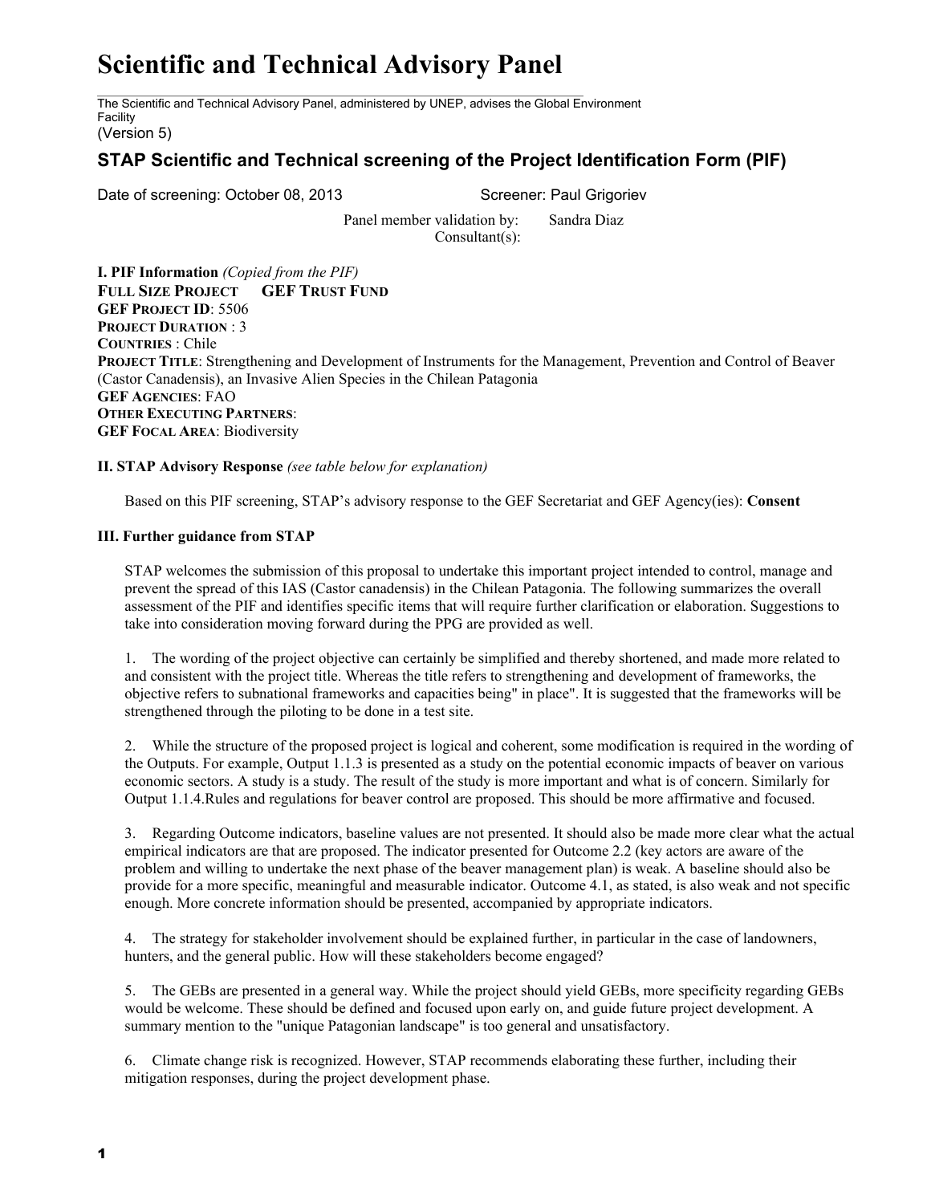# Scientific and Technical Advisory Panel

The Scientific and Technical Advisory Panel, administered by UNEP, advises the Global Environment Facility

(Version 5)

## STAP Scientific and Technical screening of the Project Identification Form (PIF)

Date of screening: October 08, 2013 Screener: Paul Grigoriev

Panel member validation by: Sandra Diaz
Consultant(s):

**I. PIF Information** *(Copied from the PIF)*
**FULL SIZE PROJECT GEF TRUST FUND**
**GEF PROJECT ID**: 5506
**PROJECT DURATION** : 3
**COUNTRIES** : Chile
**PROJECT TITLE**: Strengthening and Development of Instruments for the Management, Prevention and Control of Beaver (Castor Canadensis), an Invasive Alien Species in the Chilean Patagonia
**GEF AGENCIES**: FAO
**OTHER EXECUTING PARTNERS**:
**GEF FOCAL AREA**: Biodiversity

**II. STAP Advisory Response** *(see table below for explanation)*

Based on this PIF screening, STAP's advisory response to the GEF Secretariat and GEF Agency(ies): **Consent**

**III. Further guidance from STAP**

STAP welcomes the submission of this proposal to undertake this important project intended to control, manage and prevent the spread of this IAS (Castor canadensis) in the Chilean Patagonia. The following summarizes the overall assessment of the PIF and identifies specific items that will require further clarification or elaboration. Suggestions to take into consideration moving forward during the PPG are provided as well.

1. The wording of the project objective can certainly be simplified and thereby shortened, and made more related to and consistent with the project title. Whereas the title refers to strengthening and development of frameworks, the objective refers to subnational frameworks and capacities being" in place". It is suggested that the frameworks will be strengthened through the piloting to be done in a test site.

2. While the structure of the proposed project is logical and coherent, some modification is required in the wording of the Outputs. For example, Output 1.1.3 is presented as a study on the potential economic impacts of beaver on various economic sectors. A study is a study. The result of the study is more important and what is of concern. Similarly for Output 1.1.4.Rules and regulations for beaver control are proposed. This should be more affirmative and focused.

3. Regarding Outcome indicators, baseline values are not presented. It should also be made more clear what the actual empirical indicators are that are proposed. The indicator presented for Outcome 2.2 (key actors are aware of the problem and willing to undertake the next phase of the beaver management plan) is weak. A baseline should also be provide for a more specific, meaningful and measurable indicator. Outcome 4.1, as stated, is also weak and not specific enough. More concrete information should be presented, accompanied by appropriate indicators.

4. The strategy for stakeholder involvement should be explained further, in particular in the case of landowners, hunters, and the general public. How will these stakeholders become engaged?

5. The GEBs are presented in a general way. While the project should yield GEBs, more specificity regarding GEBs would be welcome. These should be defined and focused upon early on, and guide future project development. A summary mention to the "unique Patagonian landscape" is too general and unsatisfactory.

6. Climate change risk is recognized. However, STAP recommends elaborating these further, including their mitigation responses, during the project development phase.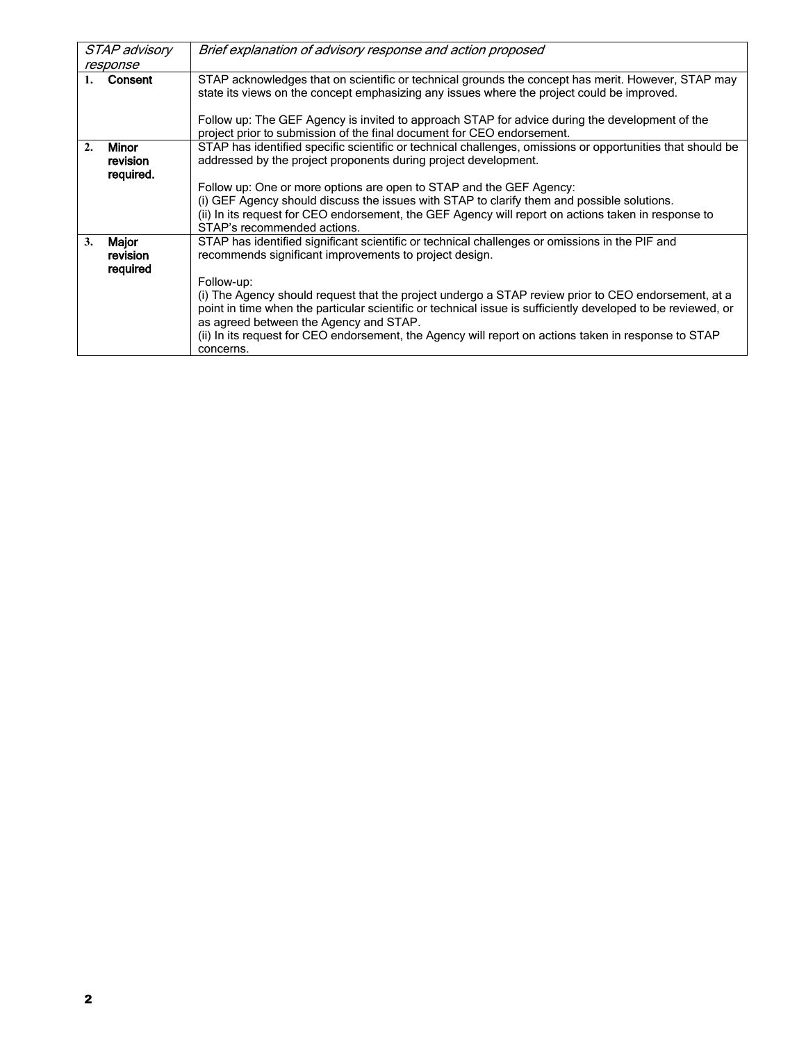| *STAP advisory response* | *Brief explanation of advisory response and action proposed* |
| --- | --- |
| **1. Consent** | STAP acknowledges that on scientific or technical grounds the concept has merit. However, STAP may state its views on the concept emphasizing any issues where the project could be improved.<br><br>Follow up: The GEF Agency is invited to approach STAP for advice during the development of the project prior to submission of the final document for CEO endorsement. |
| **2. Minor revision required.** | STAP has identified specific scientific or technical challenges, omissions or opportunities that should be addressed by the project proponents during project development.<br><br>Follow up: One or more options are open to STAP and the GEF Agency:<br>(i) GEF Agency should discuss the issues with STAP to clarify them and possible solutions.<br>(ii) In its request for CEO endorsement, the GEF Agency will report on actions taken in response to STAP's recommended actions. |
| **3. Major revision required** | STAP has identified significant scientific or technical challenges or omissions in the PIF and recommends significant improvements to project design.<br><br>Follow-up:<br>(i) The Agency should request that the project undergo a STAP review prior to CEO endorsement, at a point in time when the particular scientific or technical issue is sufficiently developed to be reviewed, or as agreed between the Agency and STAP.<br>(ii) In its request for CEO endorsement, the Agency will report on actions taken in response to STAP concerns. |